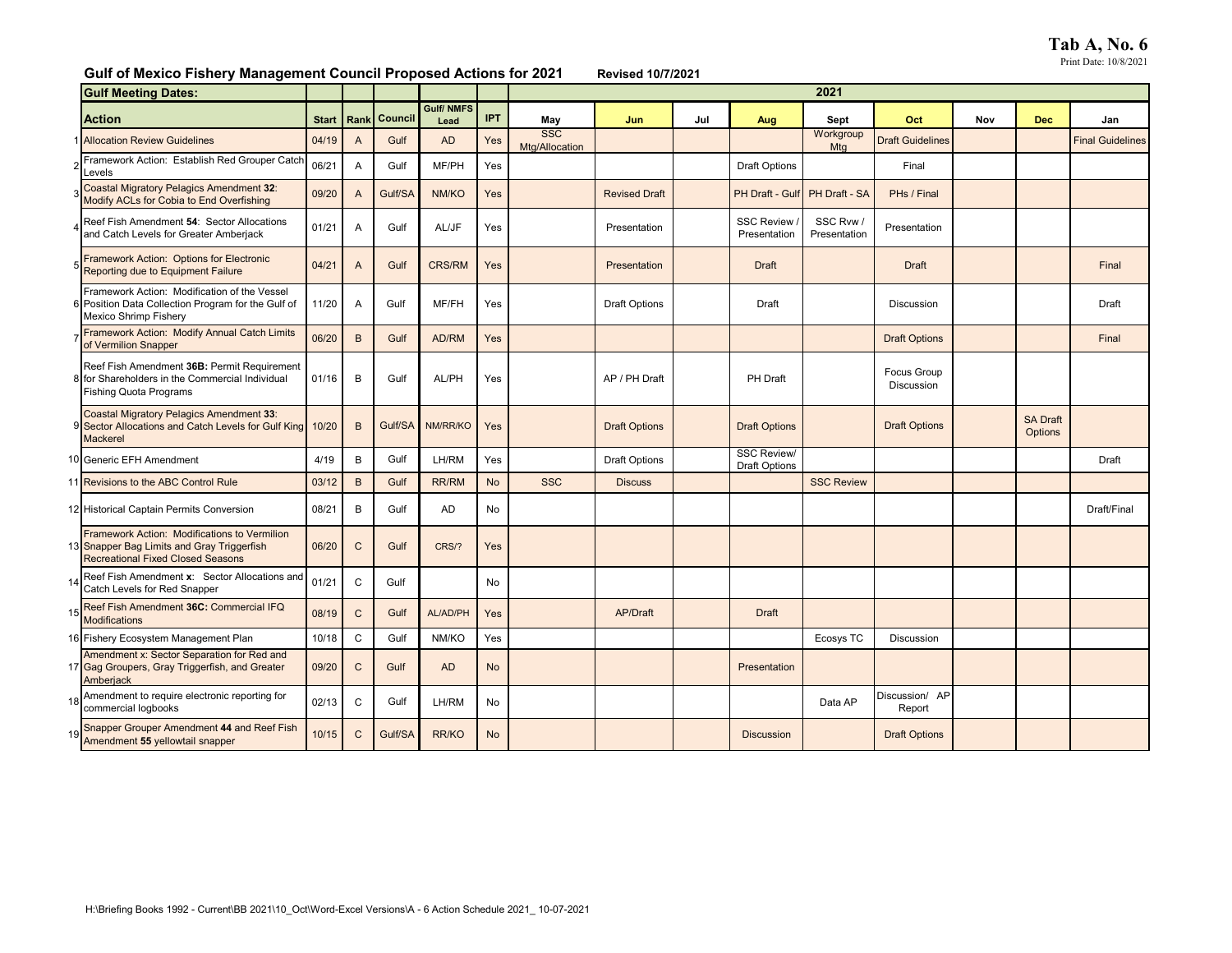**Tab A, No. 6**

Print Date: 10/8/2021

## Gulf of Mexico Fishery Management Council Proposed Actions for 2021

**Revised 10/7/2021**

| | **Gulf Meeting Dates:** | | | | | | **2021** | | | | | | | | |
|---|---|---|---|---|---|---|---|---|---|---|---|---|---|---|---|
| | **Action** | **Start** | **Rank** | **Council** | **Gulf/ NMFS Lead** | **IPT** | **May** | **Jun** | **Jul** | **Aug** | **Sept** | **Oct** | **Nov** | **Dec** | **Jan** |
| 1 | Allocation Review Guidelines | 04/19 | A | Gulf | AD | Yes | SSC Mtg/Allocation | | | | Workgroup Mtg | Draft Guidelines | | | Final Guidelines |
| 2 | Framework Action: Establish Red Grouper Catch Levels | 06/21 | A | Gulf | MF/PH | Yes | | | | Draft Options | | Final | | | |
| 3 | Coastal Migratory Pelagics Amendment **32**: Modify ACLs for Cobia to End Overfishing | 09/20 | A | Gulf/SA | NM/KO | Yes | | Revised Draft | | PH Draft - Gulf | PH Draft - SA | PHs / Final | | | |
| 4 | Reef Fish Amendment **54**: Sector Allocations and Catch Levels for Greater Amberjack | 01/21 | A | Gulf | AL/JF | Yes | | Presentation | | SSC Review / Presentation | SSC Rvw / Presentation | Presentation | | | |
| 5 | Framework Action: Options for Electronic Reporting due to Equipment Failure | 04/21 | A | Gulf | CRS/RM | Yes | | Presentation | | Draft | | Draft | | | Final |
| 6 | Framework Action: Modification of the Vessel Position Data Collection Program for the Gulf of Mexico Shrimp Fishery | 11/20 | A | Gulf | MF/FH | Yes | | Draft Options | | Draft | | Discussion | | | Draft |
| 7 | Framework Action: Modify Annual Catch Limits of Vermilion Snapper | 06/20 | B | Gulf | AD/RM | Yes | | | | | | Draft Options | | | Final |
| 8 | Reef Fish Amendment **36B:** Permit Requirement for Shareholders in the Commercial Individual Fishing Quota Programs | 01/16 | B | Gulf | AL/PH | Yes | | AP / PH Draft | | PH Draft | | Focus Group Discussion | | | |
| 9 | Coastal Migratory Pelagics Amendment **33**: Sector Allocations and Catch Levels for Gulf King Mackerel | 10/20 | B | Gulf/SA | NM/RR/KO | Yes | | Draft Options | | Draft Options | | Draft Options | | SA Draft Options | |
| 10 | Generic EFH Amendment | 4/19 | B | Gulf | LH/RM | Yes | | Draft Options | | SSC Review/ Draft Options | | | | | Draft |
| 11 | Revisions to the ABC Control Rule | 03/12 | B | Gulf | RR/RM | No | SSC | Discuss | | | SSC Review | | | | |
| 12 | Historical Captain Permits Conversion | 08/21 | B | Gulf | AD | No | | | | | | | | | Draft/Final |
| 13 | Framework Action: Modifications to Vermilion Snapper Bag Limits and Gray Triggerfish Recreational Fixed Closed Seasons | 06/20 | C | Gulf | CRS/? | Yes | | | | | | | | | |
| 14 | Reef Fish Amendment **x**: Sector Allocations and Catch Levels for Red Snapper | 01/21 | C | Gulf | | No | | | | | | | | | |
| 15 | Reef Fish Amendment **36C:** Commercial IFQ Modifications | 08/19 | C | Gulf | AL/AD/PH | Yes | | AP/Draft | | Draft | | | | | |
| 16 | Fishery Ecosystem Management Plan | 10/18 | C | Gulf | NM/KO | Yes | | | | | Ecosys TC | Discussion | | | |
| 17 | Amendment x: Sector Separation for Red and Gag Groupers, Gray Triggerfish, and Greater Amberjack | 09/20 | C | Gulf | AD | No | | | | Presentation | | | | | |
| 18 | Amendment to require electronic reporting for commercial logbooks | 02/13 | C | Gulf | LH/RM | No | | | | | Data AP | Discussion/ AP Report | | | |
| 19 | Snapper Grouper Amendment **44** and Reef Fish Amendment **55** yellowtail snapper | 10/15 | C | Gulf/SA | RR/KO | No | | | | Discussion | | Draft Options | | | |

H:\Briefing Books 1992 - Current\BB 2021\10_Oct\Word-Excel Versions\A - 6 Action Schedule 2021_ 10-07-2021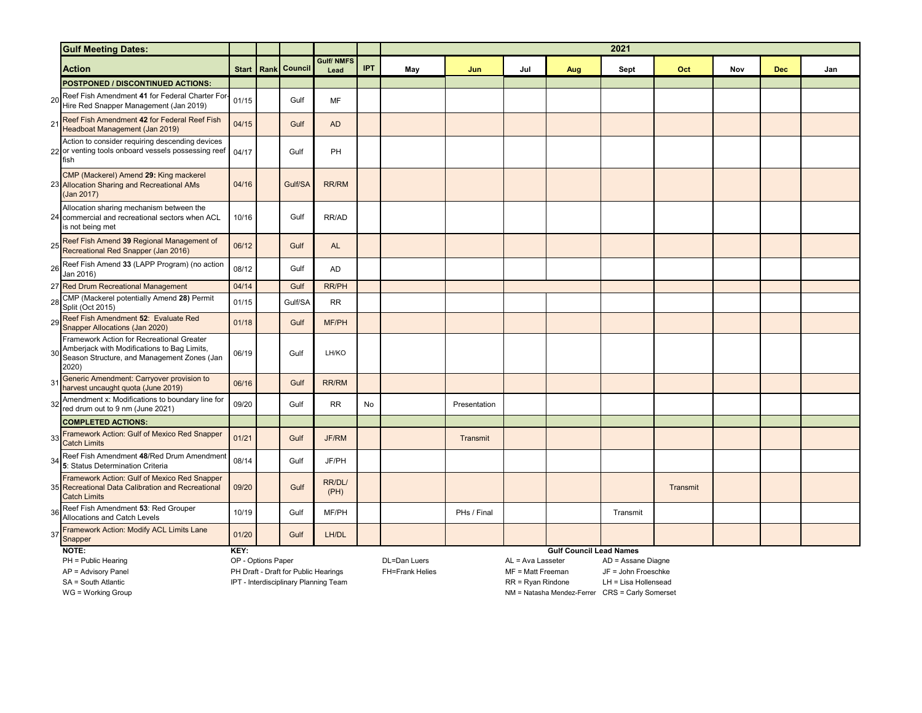| | Gulf Meeting Dates: | | | | | | 2021 | | | | | | | | |
|---|---|---|---|---|---|---|---|---|---|---|---|---|---|---|---|
| | **Action** | **Start** | **Rank** | **Council** | **Gulf/ NMFS Lead** | **IPT** | **May** | **Jun** | **Jul** | **Aug** | **Sept** | **Oct** | **Nov** | **Dec** | **Jan** |
| | **POSTPONED / DISCONTINUED ACTIONS:** | | | | | | | | | | | | | | |
| 20 | Reef Fish Amendment **41** for Federal Charter For-Hire Red Snapper Management (Jan 2019) | 01/15 | | Gulf | MF | | | | | | | | | | |
| 21 | Reef Fish Amendment **42** for Federal Reef Fish Headboat Management (Jan 2019) | 04/15 | | Gulf | AD | | | | | | | | | | |
| 22 | Action to consider requiring descending devices or venting tools onboard vessels possessing reef fish | 04/17 | | Gulf | PH | | | | | | | | | | |
| 23 | CMP (Mackerel) Amend **29:** King mackerel Allocation Sharing and Recreational AMs (Jan 2017) | 04/16 | | Gulf/SA | RR/RM | | | | | | | | | | |
| 24 | Allocation sharing mechanism between the commercial and recreational sectors when ACL is not being met | 10/16 | | Gulf | RR/AD | | | | | | | | | | |
| 25 | Reef Fish Amend **39** Regional Management of Recreational Red Snapper (Jan 2016) | 06/12 | | Gulf | AL | | | | | | | | | | |
| 26 | Reef Fish Amend **33** (LAPP Program) (no action Jan 2016) | 08/12 | | Gulf | AD | | | | | | | | | | |
| 27 | Red Drum Recreational Management | 04/14 | | Gulf | RR/PH | | | | | | | | | | |
| 28 | CMP (Mackerel potentially Amend **28)** Permit Split (Oct 2015) | 01/15 | | Gulf/SA | RR | | | | | | | | | | |
| 29 | Reef Fish Amendment **52**: Evaluate Red Snapper Allocations (Jan 2020) | 01/18 | | Gulf | MF/PH | | | | | | | | | | |
| 30 | Framework Action for Recreational Greater Amberjack with Modifications to Bag Limits, Season Structure, and Management Zones (Jan 2020) | 06/19 | | Gulf | LH/KO | | | | | | | | | | |
| 31 | Generic Amendment: Carryover provision to harvest uncaught quota (June 2019) | 06/16 | | Gulf | RR/RM | | | | | | | | | | |
| 32 | Amendment x: Modifications to boundary line for red drum out to 9 nm (June 2021) | 09/20 | | Gulf | RR | No | | Presentation | | | | | | | |
| | **COMPLETED ACTIONS:** | | | | | | | | | | | | | | |
| 33 | Framework Action: Gulf of Mexico Red Snapper Catch Limits | 01/21 | | Gulf | JF/RM | | | Transmit | | | | | | | |
| 34 | Reef Fish Amendment **48**/Red Drum Amendment **5**: Status Determination Criteria | 08/14 | | Gulf | JF/PH | | | | | | | | | | |
| 35 | Framework Action: Gulf of Mexico Red Snapper Recreational Data Calibration and Recreational Catch Limits | 09/20 | | Gulf | RR/DL/ (PH) | | | | | | | Transmit | | | |
| 36 | Reef Fish Amendment **53**: Red Grouper Allocations and Catch Levels | 10/19 | | Gulf | MF/PH | | | PHs / Final | | | Transmit | | | | |
| 37 | Framework Action: Modify ACL Limits Lane Snapper | 01/20 | | Gulf | LH/DL | | | | | | | | | | |

**NOTE:**
PH = Public Hearing
AP = Advisory Panel
SA = South Atlantic
WG = Working Group

**KEY:**
OP - Options Paper
PH Draft - Draft for Public Hearings
IPT - Interdisciplinary Planning Team

DL=Dan Luers
FH=Frank Helies

**Gulf Council Lead Names**
AL = Ava Lasseter
MF = Matt Freeman
RR = Ryan Rindone
NM = Natasha Mendez-Ferrer
AD = Assane Diagne
JF = John Froeschke
LH = Lisa Hollensead
CRS = Carly Somerset